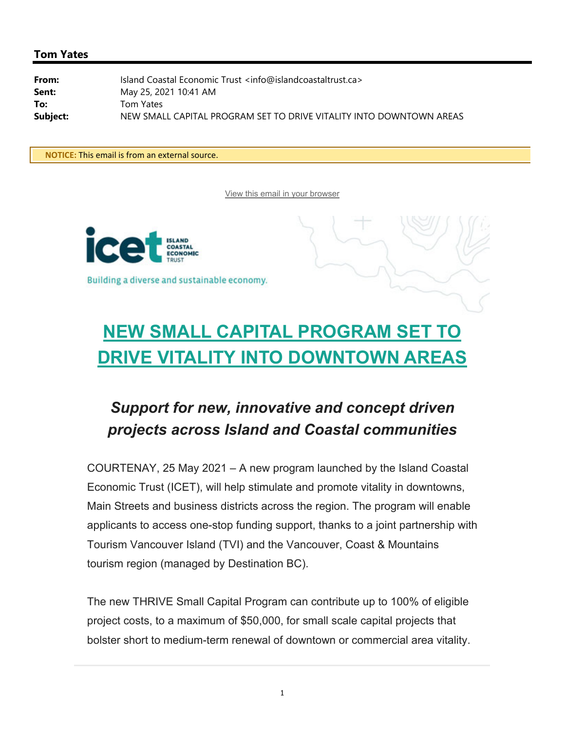**Tom Yates**

| | |
|---|---|
| **From:** | Island Coastal Economic Trust <info@islandcoastaltrust.ca> |
| **Sent:** | May 25, 2021 10:41 AM |
| **To:** | Tom Yates |
| **Subject:** | NEW SMALL CAPITAL PROGRAM SET TO DRIVE VITALITY INTO DOWNTOWN AREAS |

**NOTICE:** This email is from an external source.

View this email in your browser

icet ISLAND COASTAL ECONOMIC TRUST

Building a diverse and sustainable economy.

# NEW SMALL CAPITAL PROGRAM SET TO DRIVE VITALITY INTO DOWNTOWN AREAS

## *Support for new, innovative and concept driven projects across Island and Coastal communities*

COURTENAY, 25 May 2021 – A new program launched by the Island Coastal Economic Trust (ICET), will help stimulate and promote vitality in downtowns, Main Streets and business districts across the region. The program will enable applicants to access one-stop funding support, thanks to a joint partnership with Tourism Vancouver Island (TVI) and the Vancouver, Coast & Mountains tourism region (managed by Destination BC).

The new THRIVE Small Capital Program can contribute up to 100% of eligible project costs, to a maximum of $50,000, for small scale capital projects that bolster short to medium-term renewal of downtown or commercial area vitality.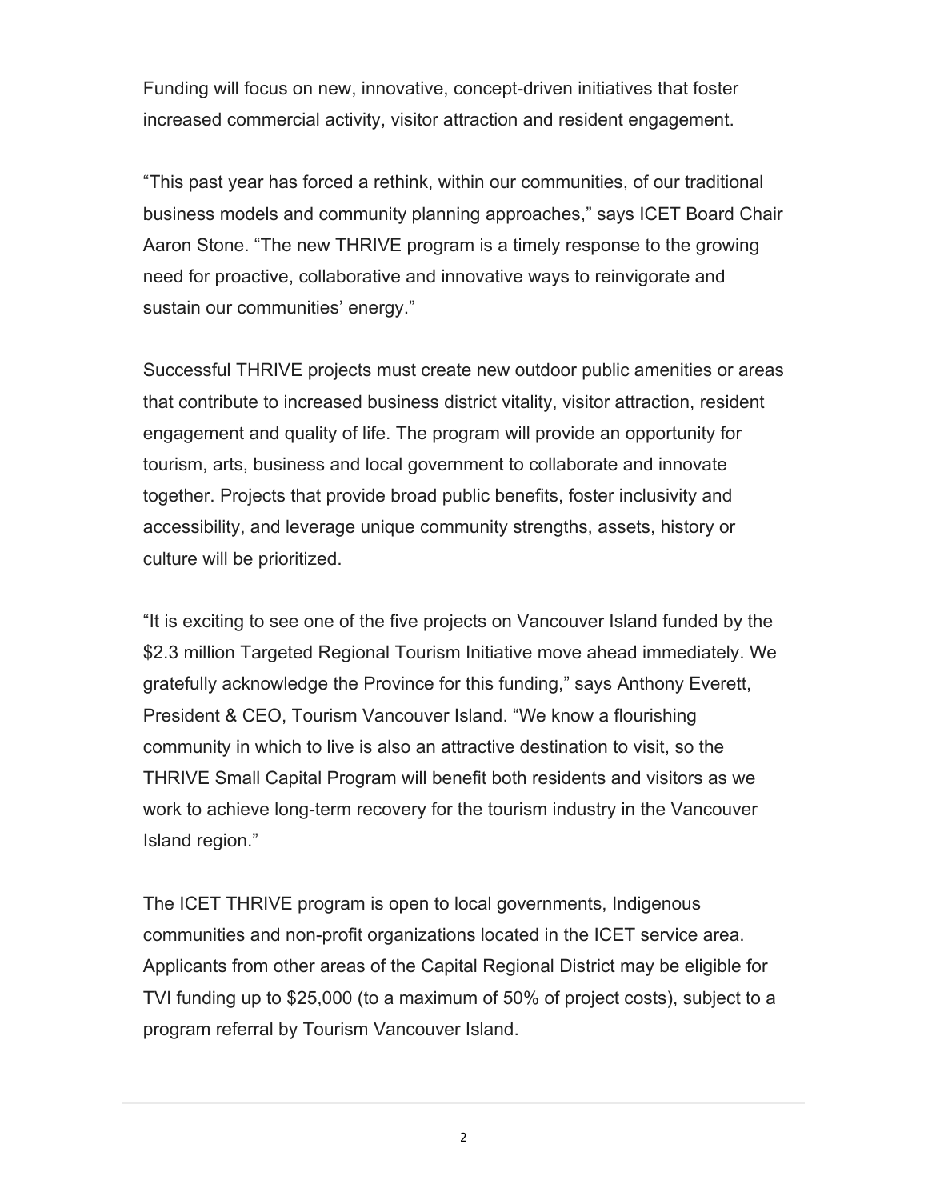Funding will focus on new, innovative, concept-driven initiatives that foster increased commercial activity, visitor attraction and resident engagement.

“This past year has forced a rethink, within our communities, of our traditional business models and community planning approaches,” says ICET Board Chair Aaron Stone. “The new THRIVE program is a timely response to the growing need for proactive, collaborative and innovative ways to reinvigorate and sustain our communities’ energy.”

Successful THRIVE projects must create new outdoor public amenities or areas that contribute to increased business district vitality, visitor attraction, resident engagement and quality of life. The program will provide an opportunity for tourism, arts, business and local government to collaborate and innovate together. Projects that provide broad public benefits, foster inclusivity and accessibility, and leverage unique community strengths, assets, history or culture will be prioritized.

“It is exciting to see one of the five projects on Vancouver Island funded by the $2.3 million Targeted Regional Tourism Initiative move ahead immediately. We gratefully acknowledge the Province for this funding,” says Anthony Everett, President & CEO, Tourism Vancouver Island. “We know a flourishing community in which to live is also an attractive destination to visit, so the THRIVE Small Capital Program will benefit both residents and visitors as we work to achieve long-term recovery for the tourism industry in the Vancouver Island region.”

The ICET THRIVE program is open to local governments, Indigenous communities and non-profit organizations located in the ICET service area. Applicants from other areas of the Capital Regional District may be eligible for TVI funding up to $25,000 (to a maximum of 50% of project costs), subject to a program referral by Tourism Vancouver Island.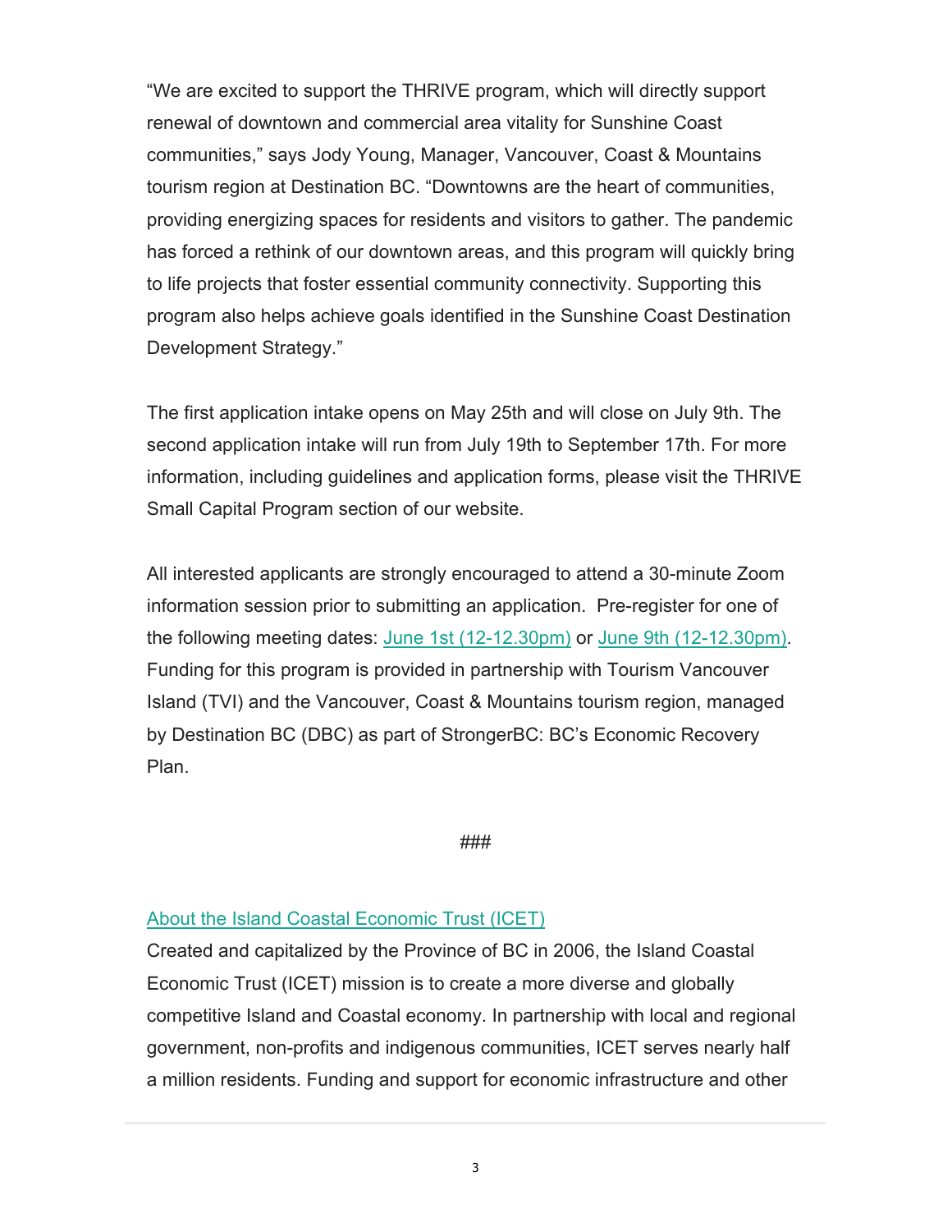"We are excited to support the THRIVE program, which will directly support renewal of downtown and commercial area vitality for Sunshine Coast communities," says Jody Young, Manager, Vancouver, Coast & Mountains tourism region at Destination BC. "Downtowns are the heart of communities, providing energizing spaces for residents and visitors to gather. The pandemic has forced a rethink of our downtown areas, and this program will quickly bring to life projects that foster essential community connectivity. Supporting this program also helps achieve goals identified in the Sunshine Coast Destination Development Strategy."

The first application intake opens on May 25th and will close on July 9th. The second application intake will run from July 19th to September 17th. For more information, including guidelines and application forms, please visit the THRIVE Small Capital Program section of our website.

All interested applicants are strongly encouraged to attend a 30-minute Zoom information session prior to submitting an application. Pre-register for one of the following meeting dates: June 1st (12-12.30pm) or June 9th (12-12.30pm). Funding for this program is provided in partnership with Tourism Vancouver Island (TVI) and the Vancouver, Coast & Mountains tourism region, managed by Destination BC (DBC) as part of StrongerBC: BC's Economic Recovery Plan.

###

About the Island Coastal Economic Trust (ICET)

Created and capitalized by the Province of BC in 2006, the Island Coastal Economic Trust (ICET) mission is to create a more diverse and globally competitive Island and Coastal economy. In partnership with local and regional government, non-profits and indigenous communities, ICET serves nearly half a million residents. Funding and support for economic infrastructure and other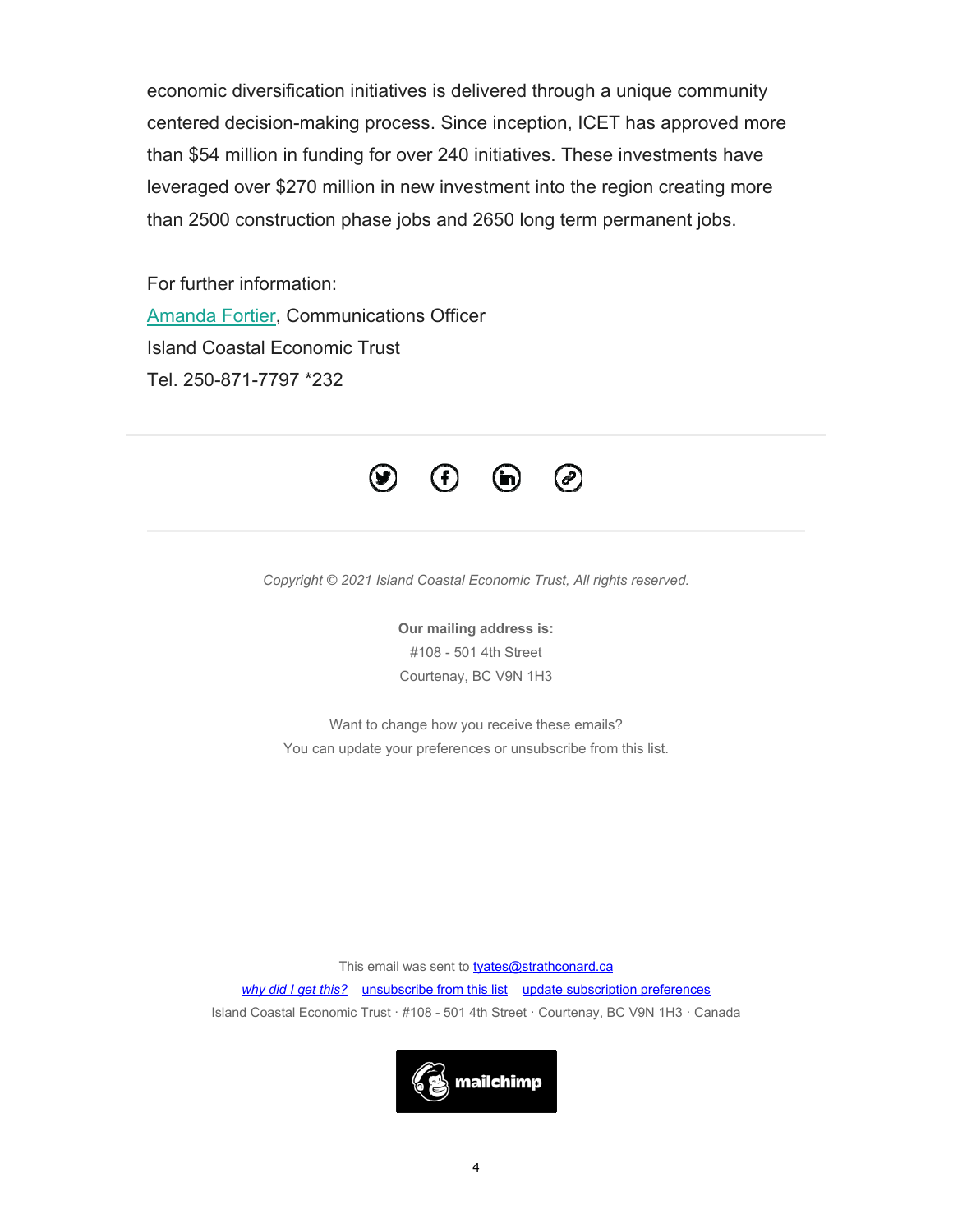economic diversification initiatives is delivered through a unique community centered decision-making process. Since inception, ICET has approved more than $54 million in funding for over 240 initiatives. These investments have leveraged over $270 million in new investment into the region creating more than 2500 construction phase jobs and 2650 long term permanent jobs.

For further information:
Amanda Fortier, Communications Officer
Island Coastal Economic Trust
Tel. 250-871-7797 *232

---

*Copyright © 2021 Island Coastal Economic Trust, All rights reserved.*

**Our mailing address is:**
#108 - 501 4th Street
Courtenay, BC V9N 1H3

Want to change how you receive these emails?
You can update your preferences or unsubscribe from this list.

---

This email was sent to tyates@strathconard.ca
*why did I get this?* unsubscribe from this list update subscription preferences
Island Coastal Economic Trust · #108 - 501 4th Street · Courtenay, BC V9N 1H3 · Canada

mailchimp